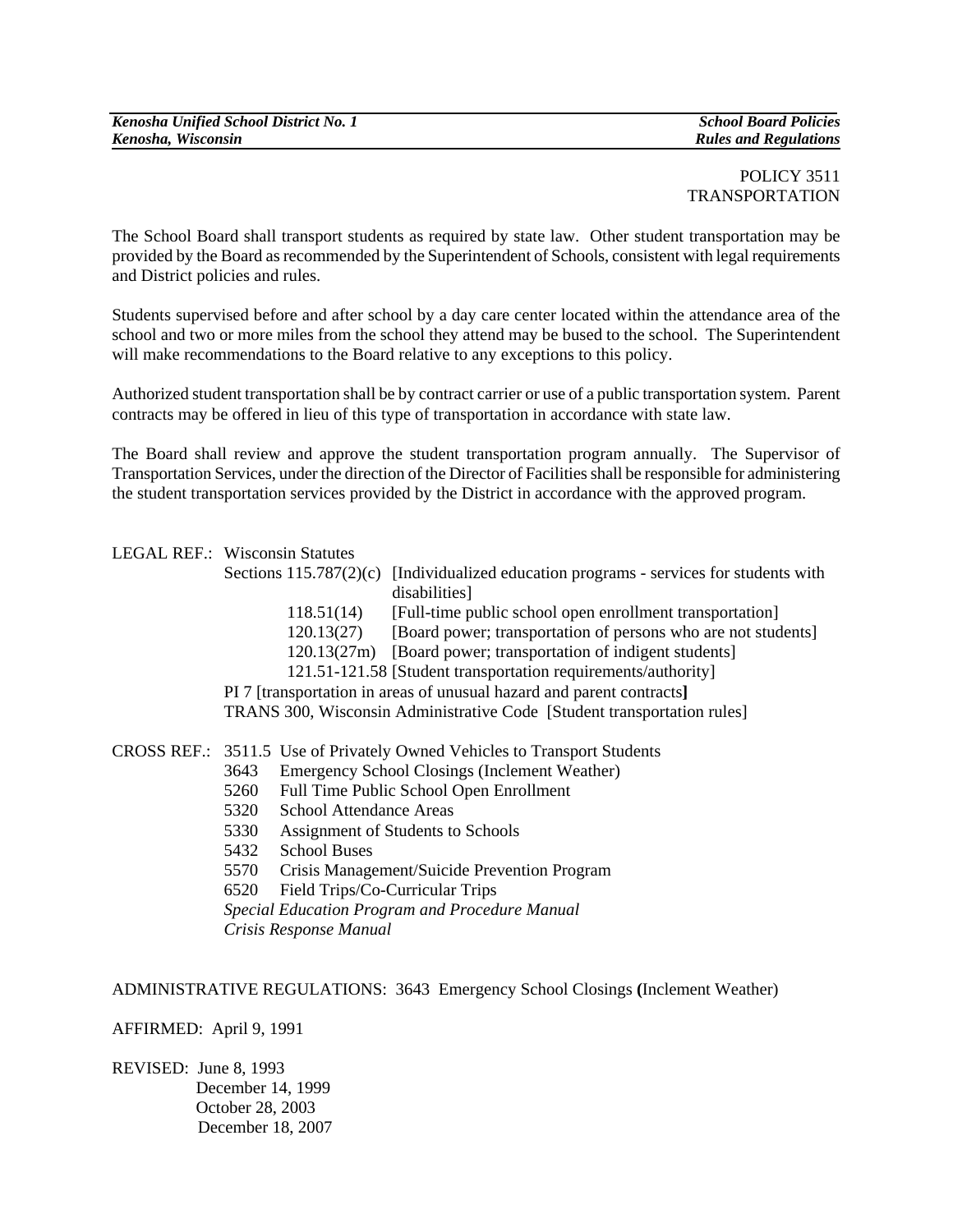POLICY 3511
TRANSPORTATION

The School Board shall transport students as required by state law. Other student transportation may be provided by the Board as recommended by the Superintendent of Schools, consistent with legal requirements and District policies and rules.

Students supervised before and after school by a day care center located within the attendance area of the school and two or more miles from the school they attend may be bused to the school. The Superintendent will make recommendations to the Board relative to any exceptions to this policy.

Authorized student transportation shall be by contract carrier or use of a public transportation system. Parent contracts may be offered in lieu of this type of transportation in accordance with state law.

The Board shall review and approve the student transportation program annually. The Supervisor of Transportation Services, under the direction of the Director of Facilities shall be responsible for administering the student transportation services provided by the District in accordance with the approved program.

LEGAL REF.: Wisconsin Statutes
- Sections 115.787(2)(c) [Individualized education programs - services for students with disabilities]
- 118.51(14) [Full-time public school open enrollment transportation]
- 120.13(27) [Board power; transportation of persons who are not students]
- 120.13(27m) [Board power; transportation of indigent students]
- 121.51-121.58 [Student transportation requirements/authority]

PI 7 [transportation in areas of unusual hazard and parent contracts]
TRANS 300, Wisconsin Administrative Code [Student transportation rules]

CROSS REF.:
- 3511.5 Use of Privately Owned Vehicles to Transport Students
- 3643 Emergency School Closings (Inclement Weather)
- 5260 Full Time Public School Open Enrollment
- 5320 School Attendance Areas
- 5330 Assignment of Students to Schools
- 5432 School Buses
- 5570 Crisis Management/Suicide Prevention Program
- 6520 Field Trips/Co-Curricular Trips
- *Special Education Program and Procedure Manual*
- *Crisis Response Manual*

ADMINISTRATIVE REGULATIONS: 3643 Emergency School Closings (Inclement Weather)

AFFIRMED: April 9, 1991

REVISED: June 8, 1993
December 14, 1999
October 28, 2003
December 18, 2007